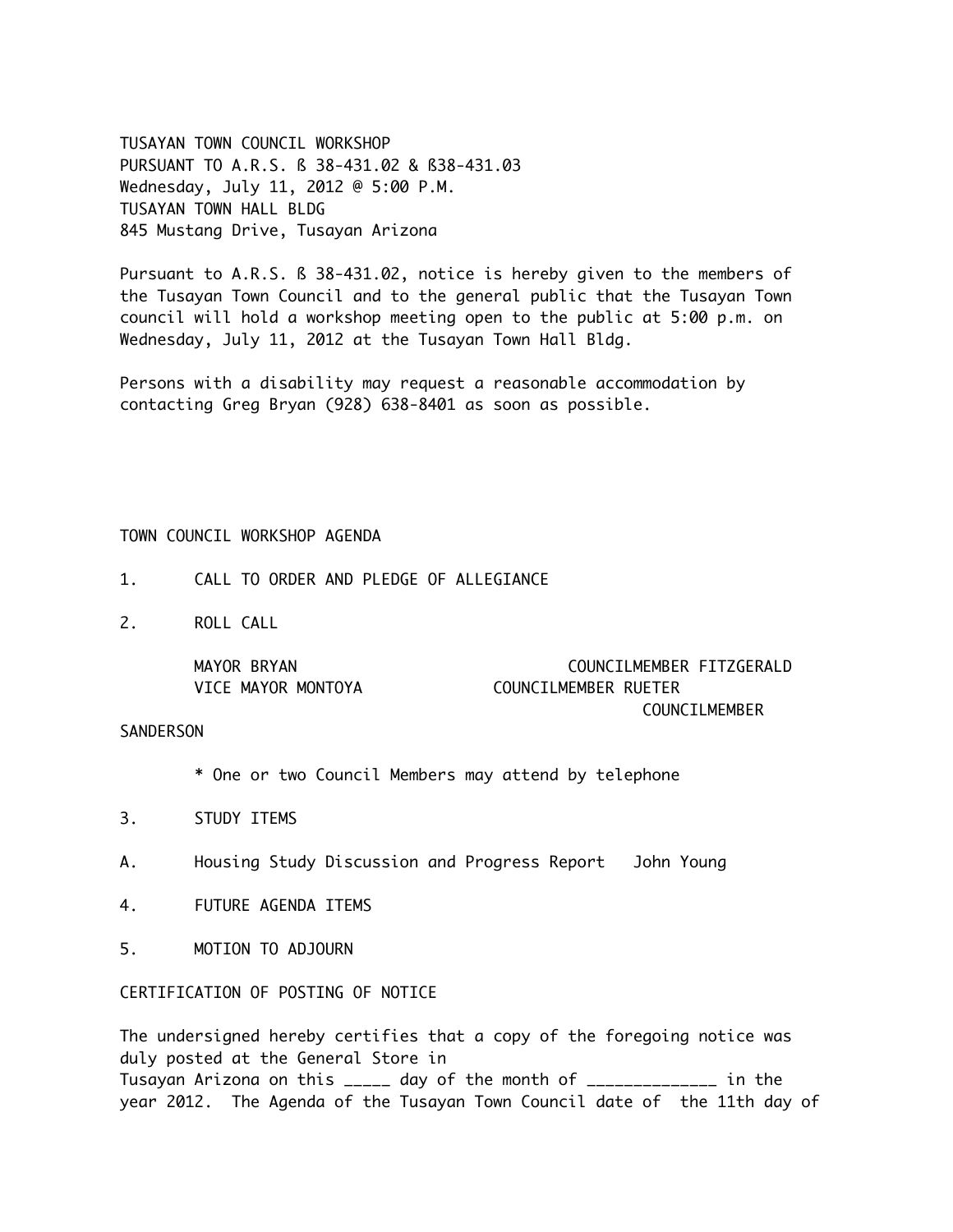TUSAYAN TOWN COUNCIL WORKSHOP
PURSUANT TO A.R.S. ß 38-431.02 & ß38-431.03
Wednesday, July 11, 2012 @ 5:00 P.M.
TUSAYAN TOWN HALL BLDG
845 Mustang Drive, Tusayan Arizona

Pursuant to A.R.S. ß 38-431.02, notice is hereby given to the members of the Tusayan Town Council and to the general public that the Tusayan Town council will hold a workshop meeting open to the public at 5:00 p.m. on Wednesday, July 11, 2012 at the Tusayan Town Hall Bldg.

Persons with a disability may request a reasonable accommodation by contacting Greg Bryan (928) 638-8401 as soon as possible.

TOWN COUNCIL WORKSHOP AGENDA

1. CALL TO ORDER AND PLEDGE OF ALLEGIANCE

2. ROLL CALL

   MAYOR BRYAN COUNCILMEMBER FITZGERALD
   VICE MAYOR MONTOYA COUNCILMEMBER RUETER
   COUNCILMEMBER SANDERSON

   * One or two Council Members may attend by telephone

3. STUDY ITEMS

A. Housing Study Discussion and Progress Report John Young

4. FUTURE AGENDA ITEMS

5. MOTION TO ADJOURN

CERTIFICATION OF POSTING OF NOTICE

The undersigned hereby certifies that a copy of the foregoing notice was duly posted at the General Store in
Tusayan Arizona on this _____ day of the month of ______________ in the year 2012. The Agenda of the Tusayan Town Council date of the 11th day of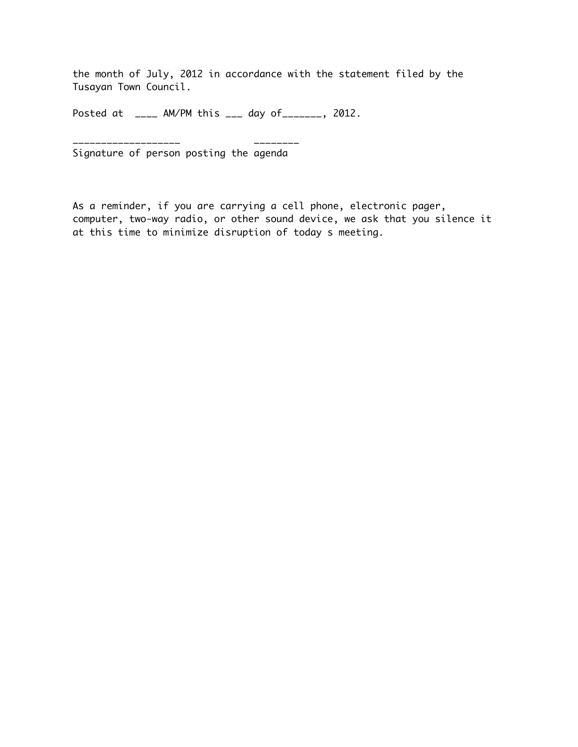the month of July, 2012 in accordance with the statement filed by the Tusayan Town Council.

Posted at ____ AM/PM this ___ day of_______, 2012.

___________________ ________
Signature of person posting the agenda

As a reminder, if you are carrying a cell phone, electronic pager, computer, two-way radio, or other sound device, we ask that you silence it at this time to minimize disruption of today s meeting.